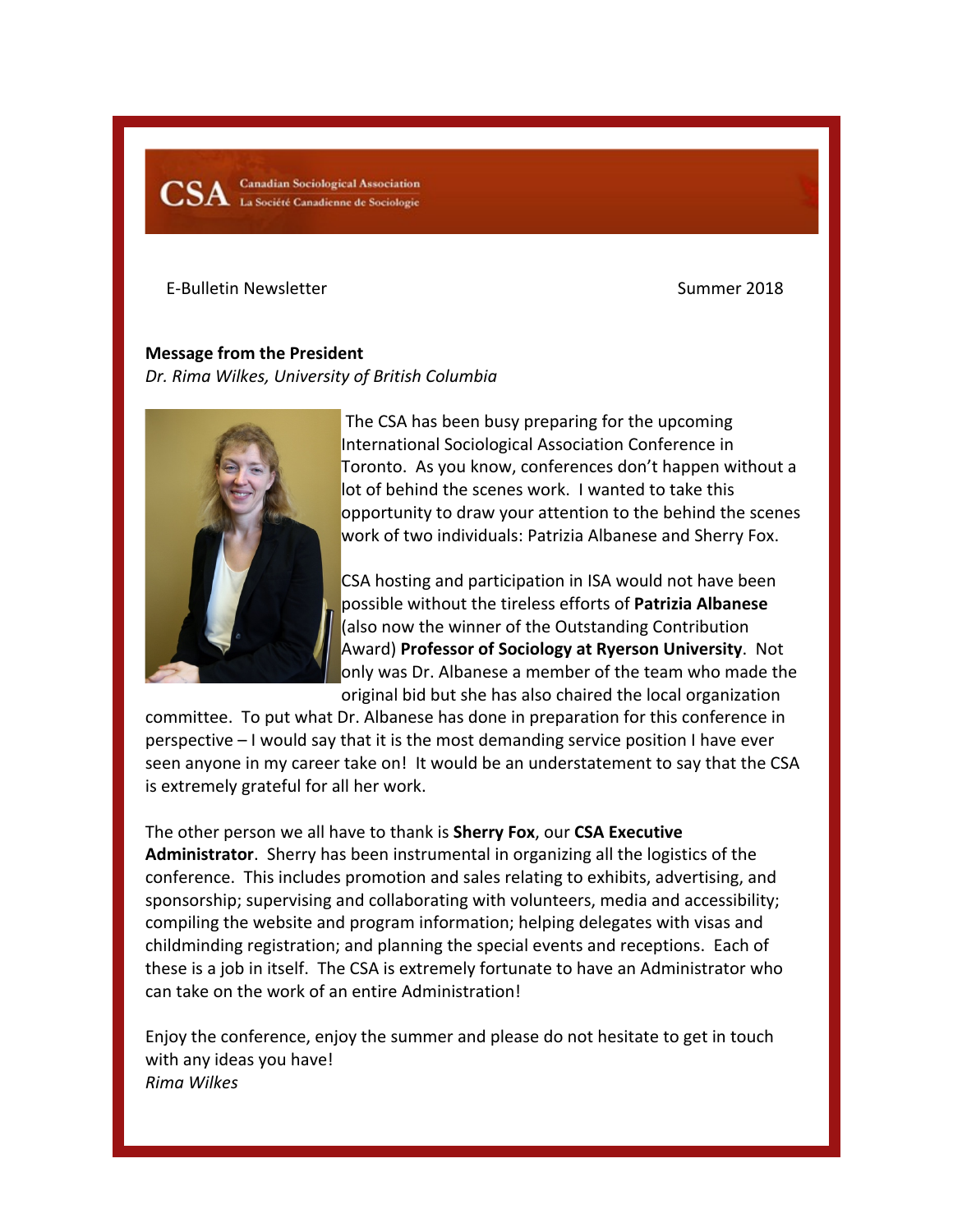CSA Canadian Sociological Association
La Société Canadienne de Sociologie

E-Bulletin Newsletter

Summer 2018

**Message from the President**
*Dr. Rima Wilkes, University of British Columbia*

The CSA has been busy preparing for the upcoming International Sociological Association Conference in Toronto. As you know, conferences don't happen without a lot of behind the scenes work. I wanted to take this opportunity to draw your attention to the behind the scenes work of two individuals: Patrizia Albanese and Sherry Fox.

CSA hosting and participation in ISA would not have been possible without the tireless efforts of **Patrizia Albanese** (also now the winner of the Outstanding Contribution Award) **Professor of Sociology at Ryerson University**. Not only was Dr. Albanese a member of the team who made the original bid but she has also chaired the local organization committee. To put what Dr. Albanese has done in preparation for this conference in perspective – I would say that it is the most demanding service position I have ever seen anyone in my career take on! It would be an understatement to say that the CSA is extremely grateful for all her work.

The other person we all have to thank is **Sherry Fox**, our **CSA Executive Administrator**. Sherry has been instrumental in organizing all the logistics of the conference. This includes promotion and sales relating to exhibits, advertising, and sponsorship; supervising and collaborating with volunteers, media and accessibility; compiling the website and program information; helping delegates with visas and childminding registration; and planning the special events and receptions. Each of these is a job in itself. The CSA is extremely fortunate to have an Administrator who can take on the work of an entire Administration!

Enjoy the conference, enjoy the summer and please do not hesitate to get in touch with any ideas you have!
*Rima Wilkes*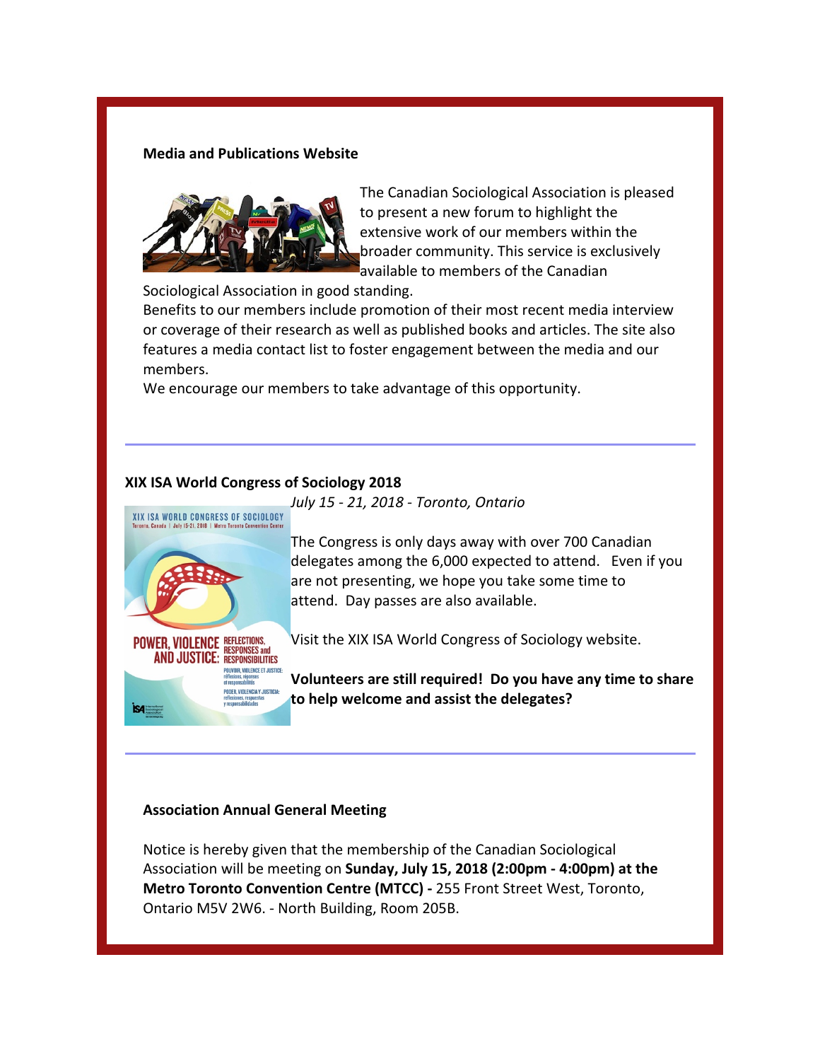**Media and Publications Website**

The Canadian Sociological Association is pleased to present a new forum to highlight the extensive work of our members within the broader community. This service is exclusively available to members of the Canadian Sociological Association in good standing.

Benefits to our members include promotion of their most recent media interview or coverage of their research as well as published books and articles. The site also features a media contact list to foster engagement between the media and our members.

We encourage our members to take advantage of this opportunity.

---

**XIX ISA World Congress of Sociology 2018**

*July 15 - 21, 2018 - Toronto, Ontario*

The Congress is only days away with over 700 Canadian delegates among the 6,000 expected to attend. Even if you are not presenting, we hope you take some time to attend. Day passes are also available.

Visit the XIX ISA World Congress of Sociology website.

**Volunteers are still required! Do you have any time to share to help welcome and assist the delegates?**

---

**Association Annual General Meeting**

Notice is hereby given that the membership of the Canadian Sociological Association will be meeting on **Sunday, July 15, 2018 (2:00pm - 4:00pm) at the Metro Toronto Convention Centre (MTCC) -** 255 Front Street West, Toronto, Ontario M5V 2W6. - North Building, Room 205B.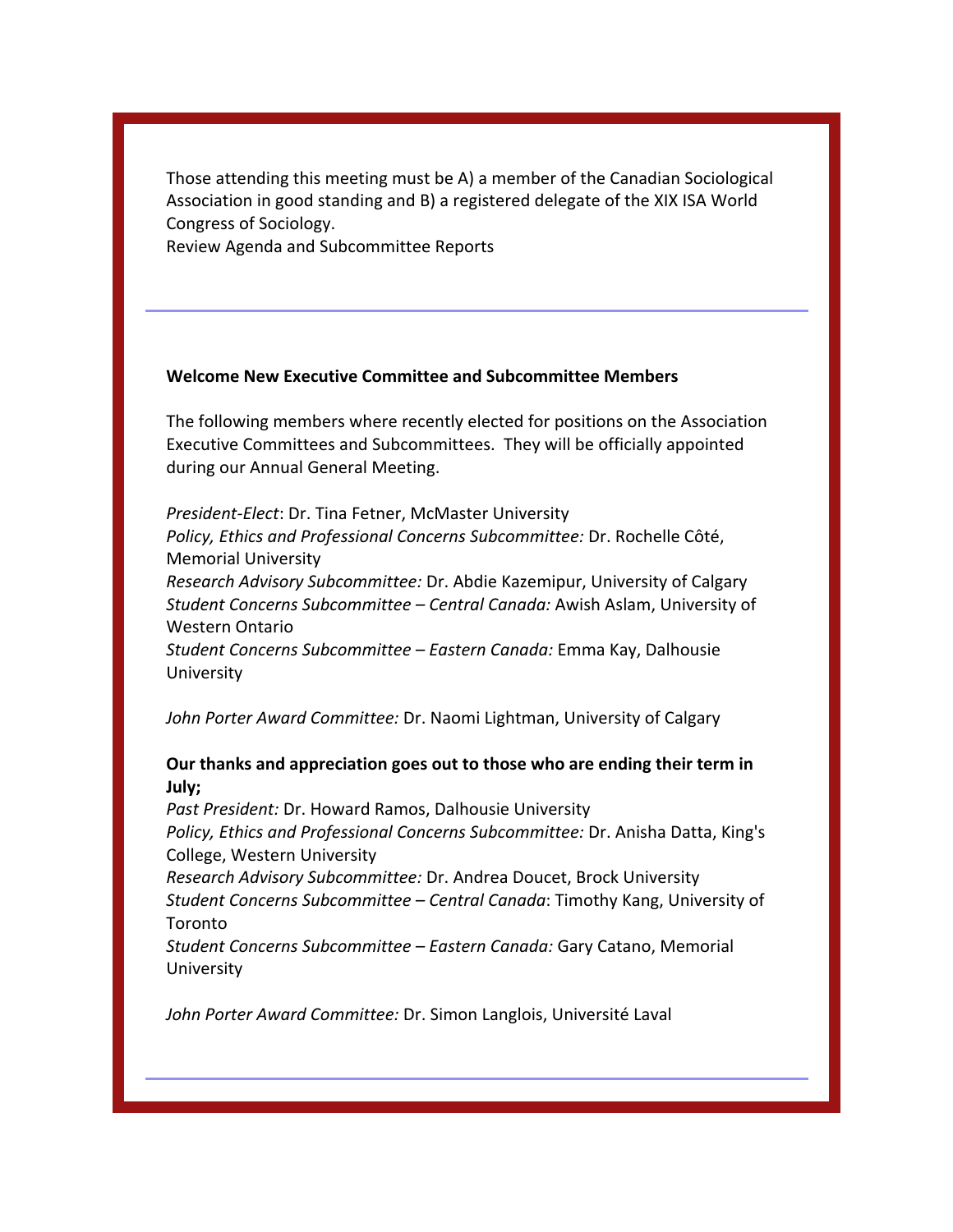Those attending this meeting must be A) a member of the Canadian Sociological Association in good standing and B) a registered delegate of the XIX ISA World Congress of Sociology.
Review Agenda and Subcommittee Reports

---

**Welcome New Executive Committee and Subcommittee Members**

The following members where recently elected for positions on the Association Executive Committees and Subcommittees. They will be officially appointed during our Annual General Meeting.

*President-Elect*: Dr. Tina Fetner, McMaster University
*Policy, Ethics and Professional Concerns Subcommittee:* Dr. Rochelle Côté, Memorial University
*Research Advisory Subcommittee:* Dr. Abdie Kazemipur, University of Calgary
*Student Concerns Subcommittee – Central Canada:* Awish Aslam, University of Western Ontario
*Student Concerns Subcommittee – Eastern Canada:* Emma Kay, Dalhousie University

*John Porter Award Committee:* Dr. Naomi Lightman, University of Calgary

**Our thanks and appreciation goes out to those who are ending their term in July;**
*Past President:* Dr. Howard Ramos, Dalhousie University
*Policy, Ethics and Professional Concerns Subcommittee:* Dr. Anisha Datta, King's College, Western University
*Research Advisory Subcommittee:* Dr. Andrea Doucet, Brock University
*Student Concerns Subcommittee – Central Canada*: Timothy Kang, University of Toronto
*Student Concerns Subcommittee – Eastern Canada:* Gary Catano, Memorial University

*John Porter Award Committee:* Dr. Simon Langlois, Université Laval

---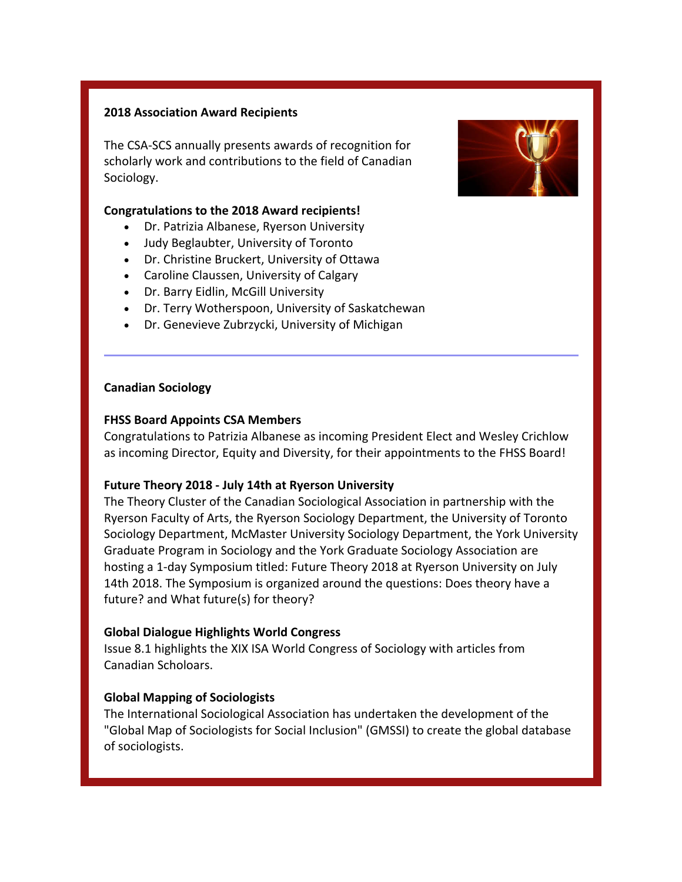**2018 Association Award Recipients**

The CSA-SCS annually presents awards of recognition for scholarly work and contributions to the field of Canadian Sociology.

**Congratulations to the 2018 Award recipients!**

- Dr. Patrizia Albanese, Ryerson University
- Judy Beglaubter, University of Toronto
- Dr. Christine Bruckert, University of Ottawa
- Caroline Claussen, University of Calgary
- Dr. Barry Eidlin, McGill University
- Dr. Terry Wotherspoon, University of Saskatchewan
- Dr. Genevieve Zubrzycki, University of Michigan

---

**Canadian Sociology**

**FHSS Board Appoints CSA Members**

Congratulations to Patrizia Albanese as incoming President Elect and Wesley Crichlow as incoming Director, Equity and Diversity, for their appointments to the FHSS Board!

**Future Theory 2018 - July 14th at Ryerson University**

The Theory Cluster of the Canadian Sociological Association in partnership with the Ryerson Faculty of Arts, the Ryerson Sociology Department, the University of Toronto Sociology Department, McMaster University Sociology Department, the York University Graduate Program in Sociology and the York Graduate Sociology Association are hosting a 1-day Symposium titled: Future Theory 2018 at Ryerson University on July 14th 2018. The Symposium is organized around the questions: Does theory have a future? and What future(s) for theory?

**Global Dialogue Highlights World Congress**

Issue 8.1 highlights the XIX ISA World Congress of Sociology with articles from Canadian Scholoars.

**Global Mapping of Sociologists**

The International Sociological Association has undertaken the development of the "Global Map of Sociologists for Social Inclusion" (GMSSI) to create the global database of sociologists.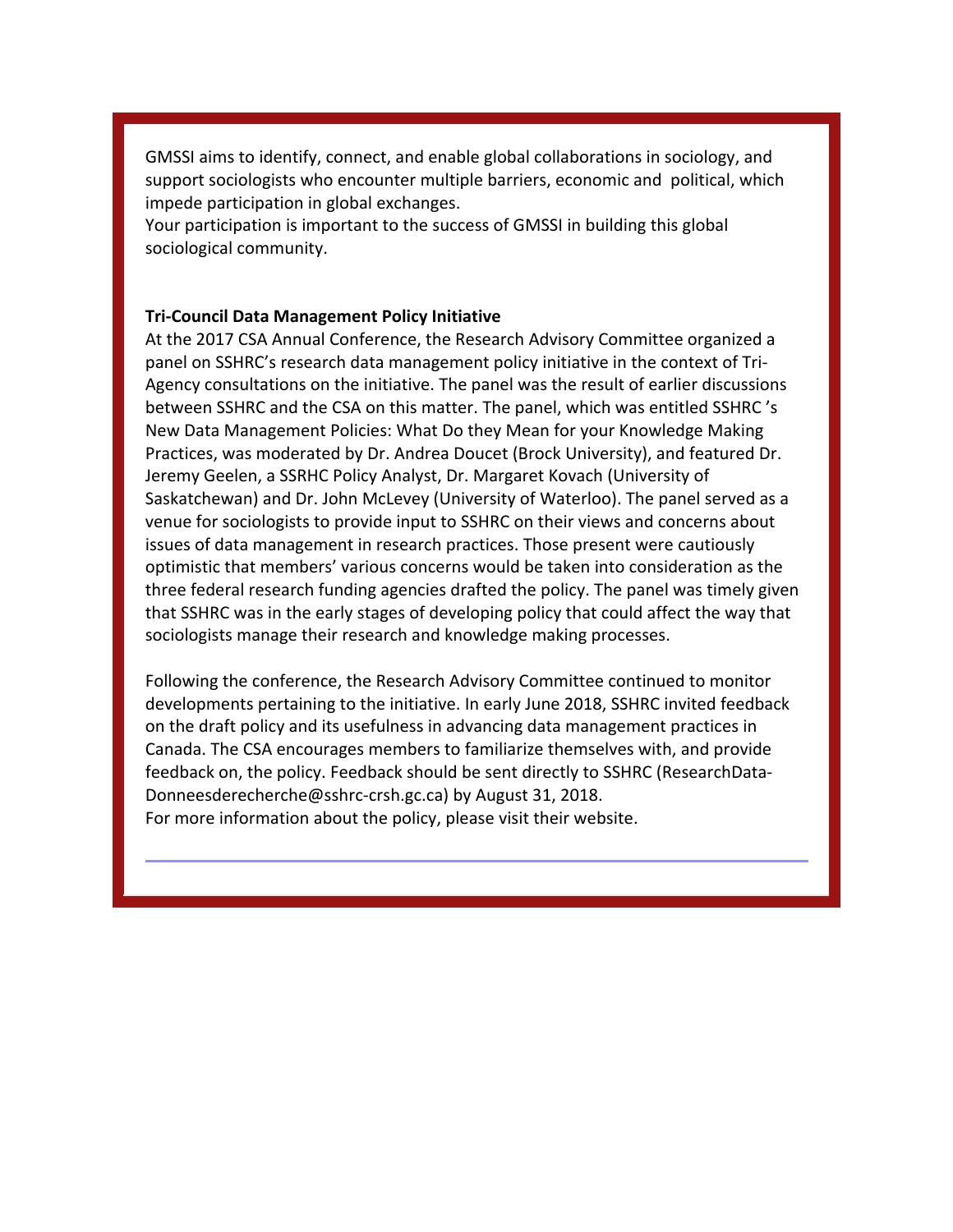GMSSI aims to identify, connect, and enable global collaborations in sociology, and support sociologists who encounter multiple barriers, economic and political, which impede participation in global exchanges.
Your participation is important to the success of GMSSI in building this global sociological community.

**Tri-Council Data Management Policy Initiative**

At the 2017 CSA Annual Conference, the Research Advisory Committee organized a panel on SSHRC's research data management policy initiative in the context of Tri-Agency consultations on the initiative. The panel was the result of earlier discussions between SSHRC and the CSA on this matter. The panel, which was entitled SSHRC 's New Data Management Policies: What Do they Mean for your Knowledge Making Practices, was moderated by Dr. Andrea Doucet (Brock University), and featured Dr. Jeremy Geelen, a SSRHC Policy Analyst, Dr. Margaret Kovach (University of Saskatchewan) and Dr. John McLevey (University of Waterloo). The panel served as a venue for sociologists to provide input to SSHRC on their views and concerns about issues of data management in research practices. Those present were cautiously optimistic that members' various concerns would be taken into consideration as the three federal research funding agencies drafted the policy. The panel was timely given that SSHRC was in the early stages of developing policy that could affect the way that sociologists manage their research and knowledge making processes.

Following the conference, the Research Advisory Committee continued to monitor developments pertaining to the initiative. In early June 2018, SSHRC invited feedback on the draft policy and its usefulness in advancing data management practices in Canada. The CSA encourages members to familiarize themselves with, and provide feedback on, the policy. Feedback should be sent directly to SSHRC (ResearchData-Donneesderecherche@sshrc-crsh.gc.ca) by August 31, 2018.
For more information about the policy, please visit their website.